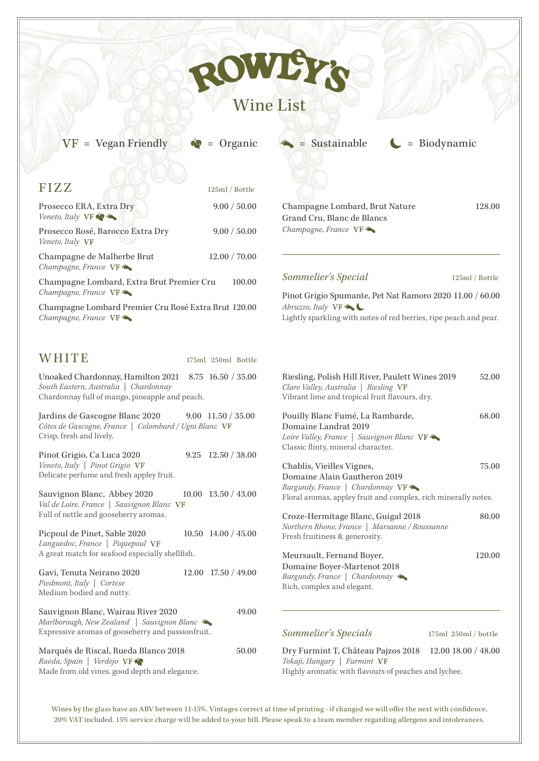# ROWLEY'S

## Wine List

**VF** = Vegan Friendly | 🍃 = Organic | 🌿 = Sustainable | ☾ = Biodynamic

## FIZZ

| | 125ml / Bottle |
|---|---|
| Prosecco ERA, Extra Dry<br>*Veneto, Italy* **VF** 🍃 🌿 | 9.00 / 50.00 |
| Prosecco Rosé, Barocco Extra Dry<br>*Veneto, Italy* **VF** | 9.00 / 50.00 |
| Champagne de Malherbe Brut<br>*Champagne, France* **VF** 🌿 | 12.00 / 70.00 |
| Champagne Lombard, Extra Brut Premier Cru<br>*Champagne, France* **VF** 🌿 | 100.00 |
| Champagne Lombard Premier Cru Rosé Extra Brut<br>*Champagne, France* **VF** 🌿 | 120.00 |
| Champagne Lombard, Brut Nature Grand Cru, Blanc de Blancs<br>*Champagne, France* **VF** 🌿 | 128.00 |

### *Sommelier's Special*

| | 125ml / Bottle |
|---|---|
| Pinot Grigio Spumante, Pet Nat Ramoro 2020<br>*Abruzzo, Italy* **VF** 🌿 ☾<br>Lightly sparkling with notes of red berries, ripe peach and pear. | 11.00 / 60.00 |

## WHITE

| | 175ml | 250ml | Bottle |
|---|---|---|---|
| Unoaked Chardonnay, Hamilton 2021<br>*South Eastern, Australia \| Chardonnay*<br>Chardonnay full of mango, pineapple and peach. | 8.75 | 16.50 | 35.00 |
| Jardins de Gascogne Blanc 2020<br>*Côtes de Gascogne, France \| Colombard / Ugni Blanc* **VF**<br>Crisp, fresh and lively. | 9.00 | 11.50 | 35.00 |
| Pinot Grigio, Ca Luca 2020<br>*Veneto, Italy \| Pinot Grigio* **VF**<br>Delicate perfume and fresh appley fruit. | 9.25 | 12.50 | 38.00 |
| Sauvignon Blanc, Abbey 2020<br>*Val de Loire, France \| Sauvignon Blanc* **VF**<br>Full of nettle and gooseberry aromas. | 10.00 | 13.50 | 43.00 |
| Picpoul de Pinet, Sable 2020<br>*Languedoc, France \| Piquepoul* **VF**<br>A great match for seafood especially shellfish. | 10.50 | 14.00 | 45.00 |
| Gavi, Tenuta Neirano 2020<br>*Piedmont, Italy \| Cortese*<br>Medium bodied and nutty. | 12.00 | 17.50 | 49.00 |
| Sauvignon Blanc, Wairau River 2020<br>*Marlborough, New Zealand \| Sauvignon Blanc* 🌿<br>Expressive aromas of gooseberry and passionfruit. | | | 49.00 |
| Marqués de Riscal, Rueda Blanco 2018<br>*Rueda, Spain \| Verdejo* **VF** 🍃<br>Made from old vines, good depth and elegance. | | | 50.00 |
| Riesling, Polish Hill River, Paulett Wines 2019<br>*Clare Valley, Australia \| Riesling* **VF**<br>Vibrant lime and tropical fruit flavours, dry. | | | 52.00 |
| Pouilly Blanc Fumé, La Ramb​arde, Domaine Landrat 2019<br>*Loire Valley, France \| Sauvignon Blanc* **VF** 🌿<br>Classic flinty, mineral character. | | | 68.00 |
| Chablis, Vieilles Vignes, Domaine Alain Gautheron 2019<br>*Burgundy, France \| Chardonnay* **VF** 🌿<br>Floral aromas, appley fruit and complex, rich minerally notes. | | | 75.00 |
| Croze-Hermitage Blanc, Guigal 2018<br>*Northern Rhone, France \| Marsanne / Roussanne*<br>Fresh fruitiness & generosity. | | | 80.00 |
| Meursault, Fernand Boyer, Domaine Boyer-Martenot 2018<br>*Burgundy, France \| Chardonnay* 🌿<br>Rich, complex and elegant. | | | 120.00 |

### *Sommelier's Specials*

| | 175ml | 250ml | bottle |
|---|---|---|---|
| Dry Furmint T, Château Pajzos 2018<br>*Tokaji, Hungary \| Furmint* **VF**<br>Highly aromatic with flavours of peaches and lychee. | 12.00 | 18.00 | 48.00 |

Wines by the glass have an ABV between 11-15%. Vintages correct at time of printing - if changed we will offer the next with confidence. 20% VAT included. 15% service charge will be added to your bill. Please speak to a team member regarding allergens and intolerances.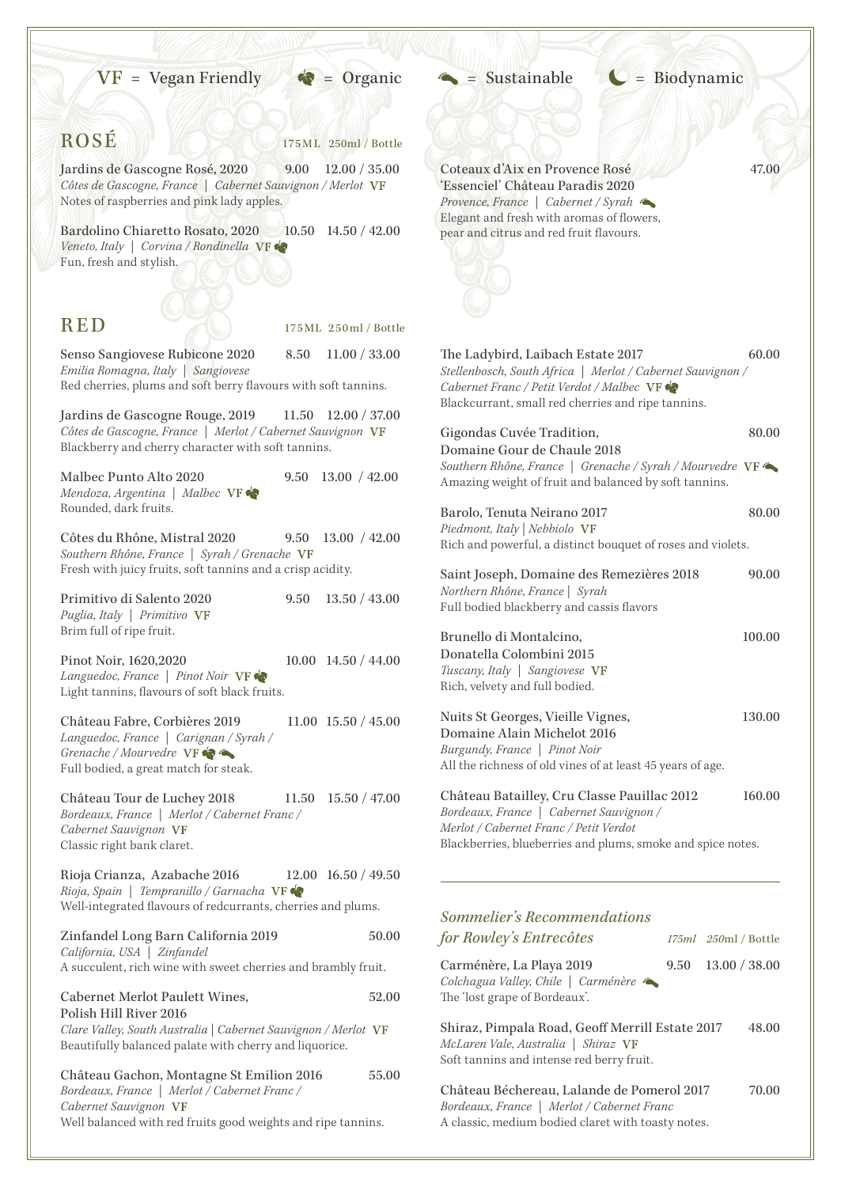**VF** = Vegan Friendly   🍃 = Organic   🐌 = Sustainable   🌙 = Biodynamic

## ROSÉ

175ML 250ml / Bottle

**Jardins de Gascogne Rosé, 2020** 9.00 12.00 / 35.00
*Côtes de Gascogne, France | Cabernet Sauvignon / Merlot* **VF**
Notes of raspberries and pink lady apples.

**Bardolino Chiaretto Rosato, 2020** 10.50 14.50 / 42.00
*Veneto, Italy | Corvina / Rondinella* **VF** 🍃
Fun, fresh and stylish.

**Coteaux d'Aix en Provence Rosé 'Essenciel' Château Paradis 2020** 47.00
*Provence, France | Cabernet / Syrah* 🐌
Elegant and fresh with aromas of flowers, pear and citrus and red fruit flavours.

## RED

175ML 250ml / Bottle

**Senso Sangiovese Rubicone 2020** 8.50 11.00 / 33.00
*Emilia Romagna, Italy | Sangiovese*
Red cherries, plums and soft berry flavours with soft tannins.

**Jardins de Gascogne Rouge, 2019** 11.50 12.00 / 37.00
*Côtes de Gascogne, France | Merlot / Cabernet Sauvignon* **VF**
Blackberry and cherry character with soft tannins.

**Malbec Punto Alto 2020** 9.50 13.00 / 42.00
*Mendoza, Argentina | Malbec* **VF** 🍃
Rounded, dark fruits.

**Côtes du Rhône, Mistral 2020** 9.50 13.00 / 42.00
*Southern Rhône, France | Syrah / Grenache* **VF**
Fresh with juicy fruits, soft tannins and a crisp acidity.

**Primitivo di Salento 2020** 9.50 13.50 / 43.00
*Puglia, Italy | Primitivo* **VF**
Brim full of ripe fruit.

**Pinot Noir, 1620,2020** 10.00 14.50 / 44.00
*Languedoc, France | Pinot Noir* **VF** 🍃
Light tannins, flavours of soft black fruits.

**Château Fabre, Corbières 2019** 11.00 15.50 / 45.00
*Languedoc, France | Carignan / Syrah / Grenache / Mourvedre* **VF** 🍃 🐌
Full bodied, a great match for steak.

**Château Tour de Luchey 2018** 11.50 15.50 / 47.00
*Bordeaux, France | Merlot / Cabernet Franc / Cabernet Sauvignon* **VF**
Classic right bank claret.

**Rioja Crianza, Azabache 2016** 12.00 16.50 / 49.50
*Rioja, Spain | Tempranillo / Garnacha* **VF** 🍃
Well-integrated flavours of redcurrants, cherries and plums.

**Zinfandel Long Barn California 2019** 50.00
*California, USA | Zinfandel*
A succulent, rich wine with sweet cherries and brambly fruit.

**Cabernet Merlot Paulett Wines, Polish Hill River 2016** 52.00
*Clare Valley, South Australia | Cabernet Sauvignon / Merlot* **VF**
Beautifully balanced palate with cherry and liquorice.

**Château Gachon, Montagne St Emilion 2016** 55.00
*Bordeaux, France | Merlot / Cabernet Franc / Cabernet Sauvignon* **VF**
Well balanced with red fruits good weights and ripe tannins.

**The Ladybird, Laibach Estate 2017** 60.00
*Stellenbosch, South Africa | Merlot / Cabernet Sauvignon / Cabernet Franc / Petit Verdot / Malbec* **VF** 🍃
Blackcurrant, small red cherries and ripe tannins.

**Gigondas Cuvée Tradition, Domaine Gour de Chaule 2018** 80.00
*Southern Rhône, France | Grenache / Syrah / Mourvedre* **VF** 🐌
Amazing weight of fruit and balanced by soft tannins.

**Barolo, Tenuta Neirano 2017** 80.00
*Piedmont, Italy | Nebbiolo* **VF**
Rich and powerful, a distinct bouquet of roses and violets.

**Saint Joseph, Domaine des Remezières 2018** 90.00
*Northern Rhône, France | Syrah*
Full bodied blackberry and cassis flavors

**Brunello di Montalcino, Donatella Colombini 2015** 100.00
*Tuscany, Italy | Sangiovese* **VF**
Rich, velvety and full bodied.

**Nuits St Georges, Vieille Vignes, Domaine Alain Michelot 2016** 130.00
*Burgundy, France | Pinot Noir*
All the richness of old vines of at least 45 years of age.

**Château Batailley, Cru Classe Pauillac 2012** 160.00
*Bordeaux, France | Cabernet Sauvignon / Merlot / Cabernet Franc / Petit Verdot*
Blackberries, blueberries and plums, smoke and spice notes.

### *Sommelier's Recommendations for Rowley's Entrecôtes*

*175ml* 250ml / Bottle

**Carménère, La Playa 2019** 9.50 13.00 / 38.00
*Colchagua Valley, Chile | Carménère* 🐌
The 'lost grape of Bordeaux'.

**Shiraz, Pimpala Road, Geoff Merrill Estate 2017** 48.00
*McLaren Vale, Australia | Shiraz* **VF**
Soft tannins and intense red berry fruit.

**Château Béchereau, Lalande de Pomerol 2017** 70.00
*Bordeaux, France | Merlot / Cabernet Franc*
A classic, medium bodied claret with toasty notes.